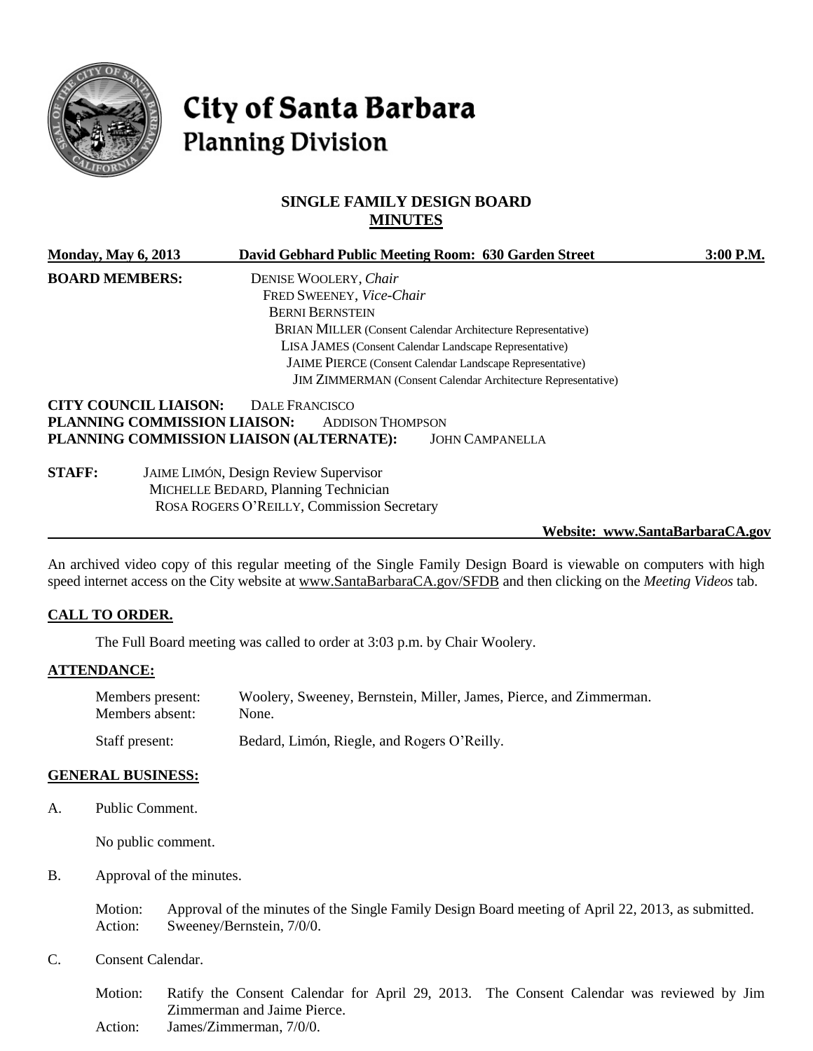# City of Santa Barbara
## Planning Division

## SINGLE FAMILY DESIGN BOARD
## MINUTES

**Monday, May 6, 2013** | **David Gebhard Public Meeting Room: 630 Garden Street** | **3:00 P.M.**

**BOARD MEMBERS:**
DENISE WOOLERY, *Chair*
FRED SWEENEY, *Vice-Chair*
BERNI BERNSTEIN
BRIAN MILLER (Consent Calendar Architecture Representative)
LISA JAMES (Consent Calendar Landscape Representative)
JAIME PIERCE (Consent Calendar Landscape Representative)
JIM ZIMMERMAN (Consent Calendar Architecture Representative)

**CITY COUNCIL LIAISON:** DALE FRANCISCO
**PLANNING COMMISSION LIAISON:** ADDISON THOMPSON
**PLANNING COMMISSION LIAISON (ALTERNATE):** JOHN CAMPANELLA

**STAFF:**
JAIME LIMÓN, Design Review Supervisor
MICHELLE BEDARD, Planning Technician
ROSA ROGERS O'REILLY, Commission Secretary

**Website: www.SantaBarbaraCA.gov**

An archived video copy of this regular meeting of the Single Family Design Board is viewable on computers with high speed internet access on the City website at www.SantaBarbaraCA.gov/SFDB and then clicking on the *Meeting Videos* tab.

## CALL TO ORDER.

The Full Board meeting was called to order at 3:03 p.m. by Chair Woolery.

## ATTENDANCE:

Members present: Woolery, Sweeney, Bernstein, Miller, James, Pierce, and Zimmerman.
Members absent: None.

Staff present: Bedard, Limón, Riegle, and Rogers O'Reilly.

## GENERAL BUSINESS:

A. Public Comment.

No public comment.

B. Approval of the minutes.

Motion: Approval of the minutes of the Single Family Design Board meeting of April 22, 2013, as submitted.
Action: Sweeney/Bernstein, 7/0/0.

C. Consent Calendar.

Motion: Ratify the Consent Calendar for April 29, 2013. The Consent Calendar was reviewed by Jim Zimmerman and Jaime Pierce.
Action: James/Zimmerman, 7/0/0.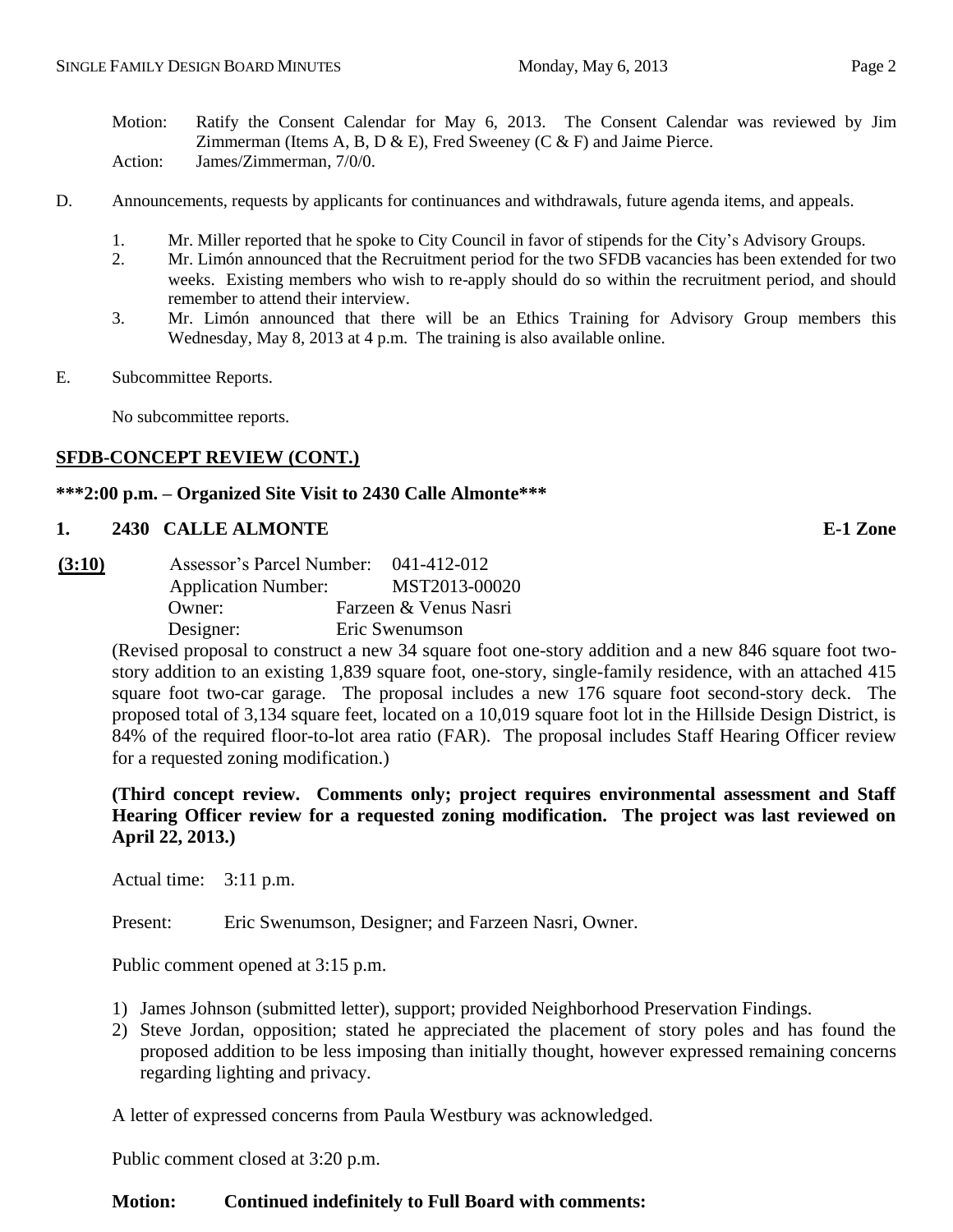Motion: Ratify the Consent Calendar for May 6, 2013. The Consent Calendar was reviewed by Jim Zimmerman (Items A, B, D & E), Fred Sweeney (C & F) and Jaime Pierce.
Action: James/Zimmerman, 7/0/0.

D. Announcements, requests by applicants for continuances and withdrawals, future agenda items, and appeals.

1. Mr. Miller reported that he spoke to City Council in favor of stipends for the City's Advisory Groups.
2. Mr. Limón announced that the Recruitment period for the two SFDB vacancies has been extended for two weeks. Existing members who wish to re-apply should do so within the recruitment period, and should remember to attend their interview.
3. Mr. Limón announced that there will be an Ethics Training for Advisory Group members this Wednesday, May 8, 2013 at 4 p.m. The training is also available online.

E. Subcommittee Reports.

No subcommittee reports.

## SFDB-CONCEPT REVIEW (CONT.)

**\*\*\*2:00 p.m. – Organized Site Visit to 2430 Calle Almonte\*\*\***

### 1. 2430 CALLE ALMONTE — E-1 Zone

**(3:10)**
Assessor's Parcel Number: 041-412-012
Application Number: MST2013-00020
Owner: Farzeen & Venus Nasri
Designer: Eric Swenumson

(Revised proposal to construct a new 34 square foot one-story addition and a new 846 square foot two-story addition to an existing 1,839 square foot, one-story, single-family residence, with an attached 415 square foot two-car garage. The proposal includes a new 176 square foot second-story deck. The proposed total of 3,134 square feet, located on a 10,019 square foot lot in the Hillside Design District, is 84% of the required floor-to-lot area ratio (FAR). The proposal includes Staff Hearing Officer review for a requested zoning modification.)

**(Third concept review. Comments only; project requires environmental assessment and Staff Hearing Officer review for a requested zoning modification. The project was last reviewed on April 22, 2013.)**

Actual time: 3:11 p.m.

Present: Eric Swenumson, Designer; and Farzeen Nasri, Owner.

Public comment opened at 3:15 p.m.

1) James Johnson (submitted letter), support; provided Neighborhood Preservation Findings.
2) Steve Jordan, opposition; stated he appreciated the placement of story poles and has found the proposed addition to be less imposing than initially thought, however expressed remaining concerns regarding lighting and privacy.

A letter of expressed concerns from Paula Westbury was acknowledged.

Public comment closed at 3:20 p.m.

**Motion: Continued indefinitely to Full Board with comments:**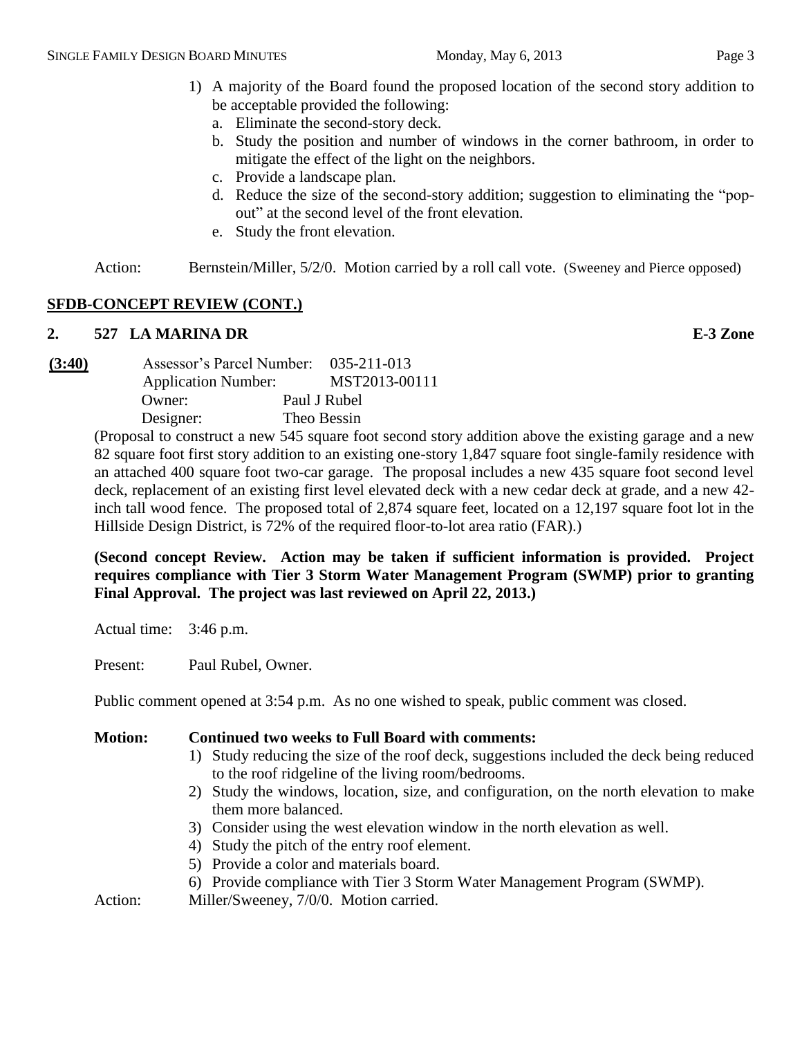1) A majority of the Board found the proposed location of the second story addition to be acceptable provided the following:
   a. Eliminate the second-story deck.
   b. Study the position and number of windows in the corner bathroom, in order to mitigate the effect of the light on the neighbors.
   c. Provide a landscape plan.
   d. Reduce the size of the second-story addition; suggestion to eliminating the "pop-out" at the second level of the front elevation.
   e. Study the front elevation.

Action: Bernstein/Miller, 5/2/0. Motion carried by a roll call vote. (Sweeney and Pierce opposed)

## SFDB-CONCEPT REVIEW (CONT.)

### 2. 527 LA MARINA DR — E-3 Zone

**(3:40)**

Assessor's Parcel Number: 035-211-013
Application Number: MST2013-00111
Owner: Paul J Rubel
Designer: Theo Bessin

(Proposal to construct a new 545 square foot second story addition above the existing garage and a new 82 square foot first story addition to an existing one-story 1,847 square foot single-family residence with an attached 400 square foot two-car garage. The proposal includes a new 435 square foot second level deck, replacement of an existing first level elevated deck with a new cedar deck at grade, and a new 42-inch tall wood fence. The proposed total of 2,874 square feet, located on a 12,197 square foot lot in the Hillside Design District, is 72% of the required floor-to-lot area ratio (FAR).)

**(Second concept Review. Action may be taken if sufficient information is provided. Project requires compliance with Tier 3 Storm Water Management Program (SWMP) prior to granting Final Approval. The project was last reviewed on April 22, 2013.)**

Actual time: 3:46 p.m.

Present: Paul Rubel, Owner.

Public comment opened at 3:54 p.m. As no one wished to speak, public comment was closed.

**Motion: Continued two weeks to Full Board with comments:**

1) Study reducing the size of the roof deck, suggestions included the deck being reduced to the roof ridgeline of the living room/bedrooms.
2) Study the windows, location, size, and configuration, on the north elevation to make them more balanced.
3) Consider using the west elevation window in the north elevation as well.
4) Study the pitch of the entry roof element.
5) Provide a color and materials board.
6) Provide compliance with Tier 3 Storm Water Management Program (SWMP).

Action: Miller/Sweeney, 7/0/0. Motion carried.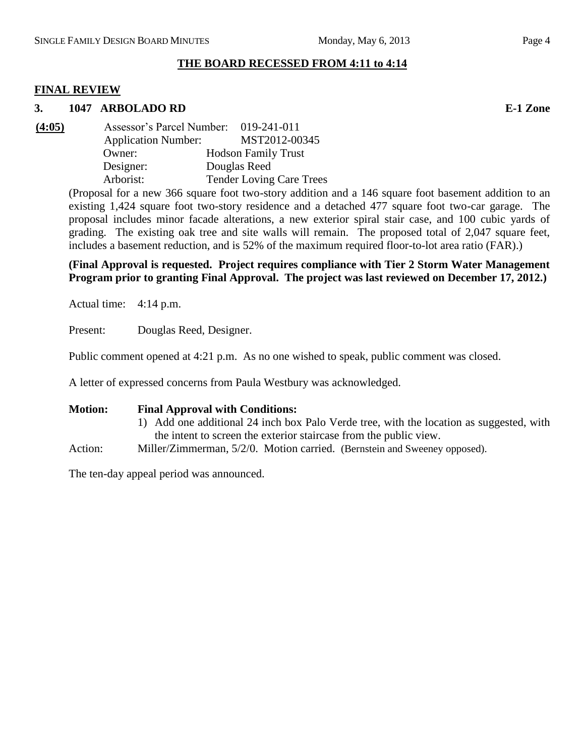**THE BOARD RECESSED FROM 4:11 to 4:14**

## FINAL REVIEW

### 3. 1047 ARBOLADO RD E-1 Zone

**(4:05)**

Assessor's Parcel Number: 019-241-011
Application Number: MST2012-00345
Owner: Hodson Family Trust
Designer: Douglas Reed
Arborist: Tender Loving Care Trees

(Proposal for a new 366 square foot two-story addition and a 146 square foot basement addition to an existing 1,424 square foot two-story residence and a detached 477 square foot two-car garage. The proposal includes minor facade alterations, a new exterior spiral stair case, and 100 cubic yards of grading. The existing oak tree and site walls will remain. The proposed total of 2,047 square feet, includes a basement reduction, and is 52% of the maximum required floor-to-lot area ratio (FAR).)

**(Final Approval is requested. Project requires compliance with Tier 2 Storm Water Management Program prior to granting Final Approval. The project was last reviewed on December 17, 2012.)**

Actual time: 4:14 p.m.

Present: Douglas Reed, Designer.

Public comment opened at 4:21 p.m. As no one wished to speak, public comment was closed.

A letter of expressed concerns from Paula Westbury was acknowledged.

**Motion: Final Approval with Conditions:**

1) Add one additional 24 inch box Palo Verde tree, with the location as suggested, with the intent to screen the exterior staircase from the public view.

Action: Miller/Zimmerman, 5/2/0. Motion carried. (Bernstein and Sweeney opposed).

The ten-day appeal period was announced.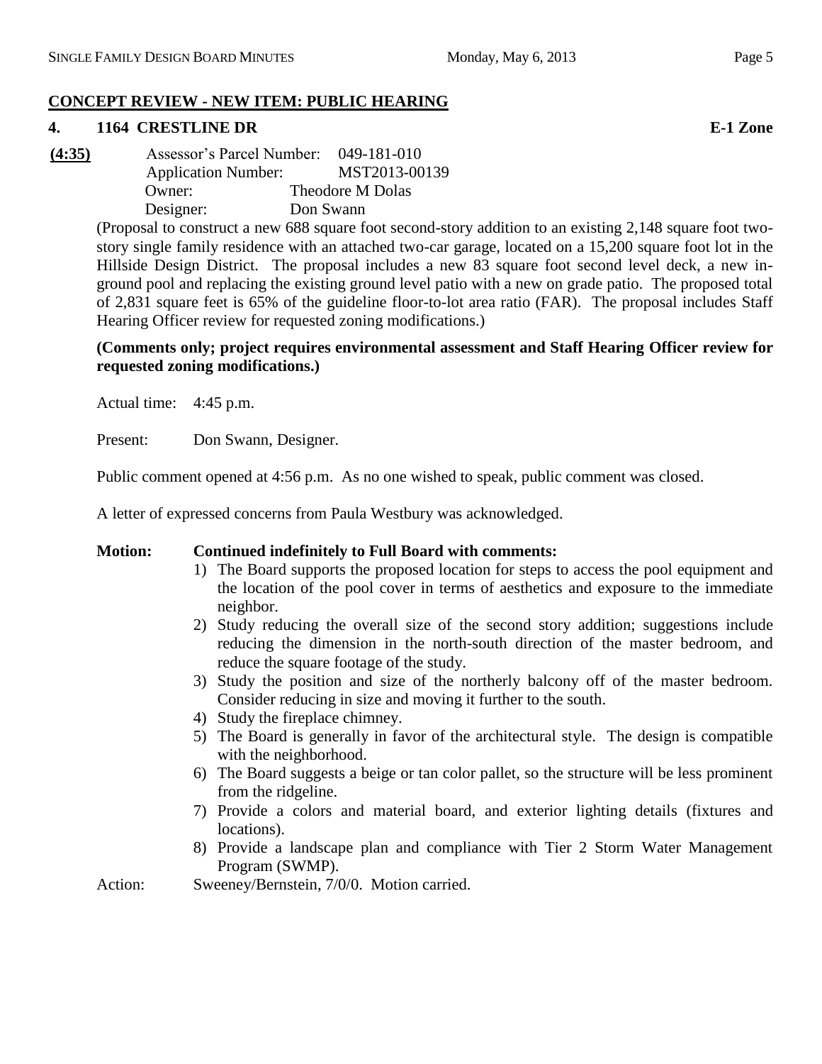## CONCEPT REVIEW - NEW ITEM: PUBLIC HEARING

### 4. 1164 CRESTLINE DR E-1 Zone

**(4:35)** Assessor's Parcel Number: 049-181-010
Application Number: MST2013-00139
Owner: Theodore M Dolas
Designer: Don Swann

(Proposal to construct a new 688 square foot second-story addition to an existing 2,148 square foot two-story single family residence with an attached two-car garage, located on a 15,200 square foot lot in the Hillside Design District. The proposal includes a new 83 square foot second level deck, a new in-ground pool and replacing the existing ground level patio with a new on grade patio. The proposed total of 2,831 square feet is 65% of the guideline floor-to-lot area ratio (FAR). The proposal includes Staff Hearing Officer review for requested zoning modifications.)

**(Comments only; project requires environmental assessment and Staff Hearing Officer review for requested zoning modifications.)**

Actual time: 4:45 p.m.

Present: Don Swann, Designer.

Public comment opened at 4:56 p.m. As no one wished to speak, public comment was closed.

A letter of expressed concerns from Paula Westbury was acknowledged.

**Motion: Continued indefinitely to Full Board with comments:**

1) The Board supports the proposed location for steps to access the pool equipment and the location of the pool cover in terms of aesthetics and exposure to the immediate neighbor.
2) Study reducing the overall size of the second story addition; suggestions include reducing the dimension in the north-south direction of the master bedroom, and reduce the square footage of the study.
3) Study the position and size of the northerly balcony off of the master bedroom. Consider reducing in size and moving it further to the south.
4) Study the fireplace chimney.
5) The Board is generally in favor of the architectural style. The design is compatible with the neighborhood.
6) The Board suggests a beige or tan color pallet, so the structure will be less prominent from the ridgeline.
7) Provide a colors and material board, and exterior lighting details (fixtures and locations).
8) Provide a landscape plan and compliance with Tier 2 Storm Water Management Program (SWMP).

Action: Sweeney/Bernstein, 7/0/0. Motion carried.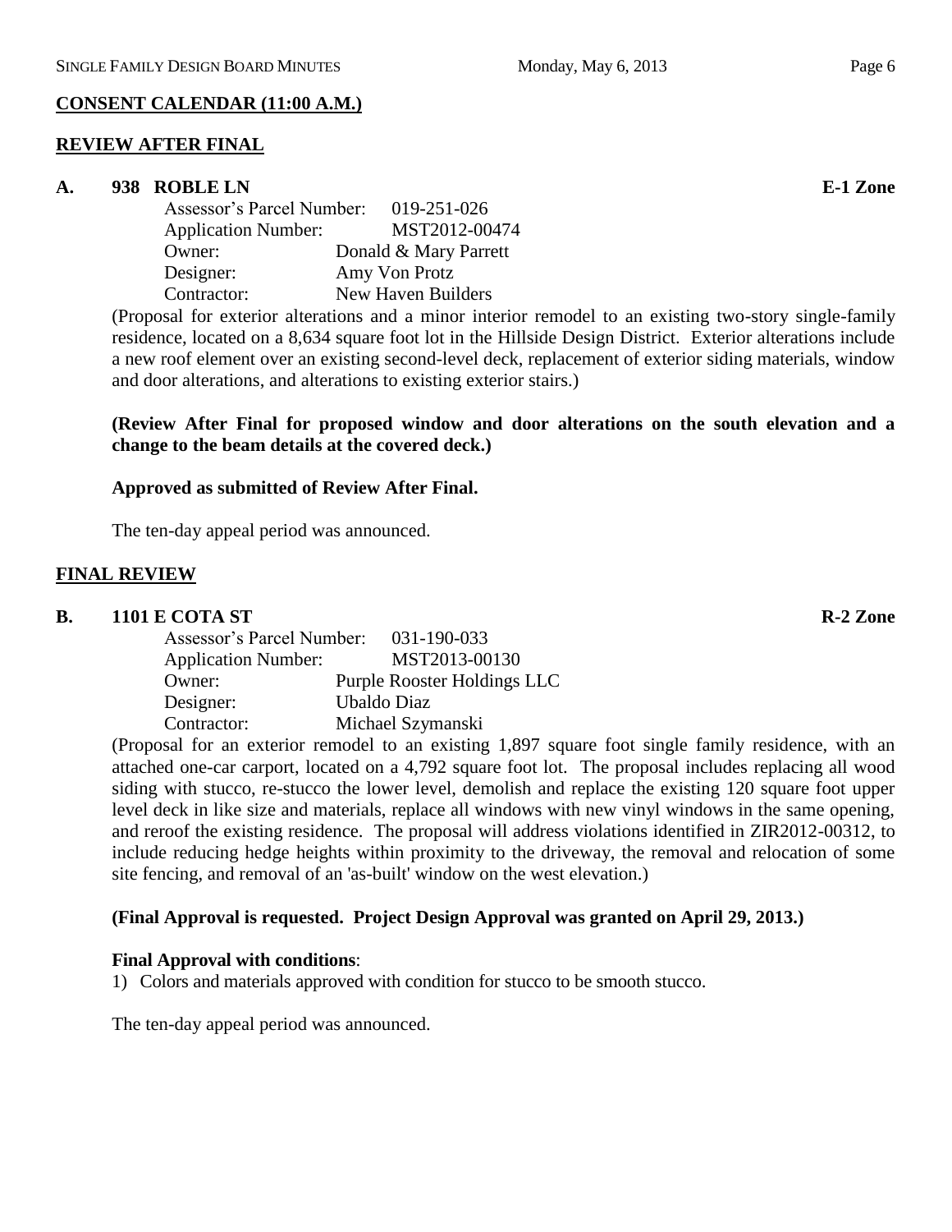## CONSENT CALENDAR (11:00 A.M.)

## REVIEW AFTER FINAL

### A. 938 ROBLE LN — E-1 Zone

Assessor's Parcel Number: 019-251-026
Application Number: MST2012-00474
Owner: Donald & Mary Parrett
Designer: Amy Von Protz
Contractor: New Haven Builders

(Proposal for exterior alterations and a minor interior remodel to an existing two-story single-family residence, located on a 8,634 square foot lot in the Hillside Design District. Exterior alterations include a new roof element over an existing second-level deck, replacement of exterior siding materials, window and door alterations, and alterations to existing exterior stairs.)

**(Review After Final for proposed window and door alterations on the south elevation and a change to the beam details at the covered deck.)**

**Approved as submitted of Review After Final.**

The ten-day appeal period was announced.

## FINAL REVIEW

### B. 1101 E COTA ST — R-2 Zone

Assessor's Parcel Number: 031-190-033
Application Number: MST2013-00130
Owner: Purple Rooster Holdings LLC
Designer: Ubaldo Diaz
Contractor: Michael Szymanski

(Proposal for an exterior remodel to an existing 1,897 square foot single family residence, with an attached one-car carport, located on a 4,792 square foot lot. The proposal includes replacing all wood siding with stucco, re-stucco the lower level, demolish and replace the existing 120 square foot upper level deck in like size and materials, replace all windows with new vinyl windows in the same opening, and reroof the existing residence. The proposal will address violations identified in ZIR2012-00312, to include reducing hedge heights within proximity to the driveway, the removal and relocation of some site fencing, and removal of an 'as-built' window on the west elevation.)

**(Final Approval is requested. Project Design Approval was granted on April 29, 2013.)**

**Final Approval with conditions**:

1) Colors and materials approved with condition for stucco to be smooth stucco.

The ten-day appeal period was announced.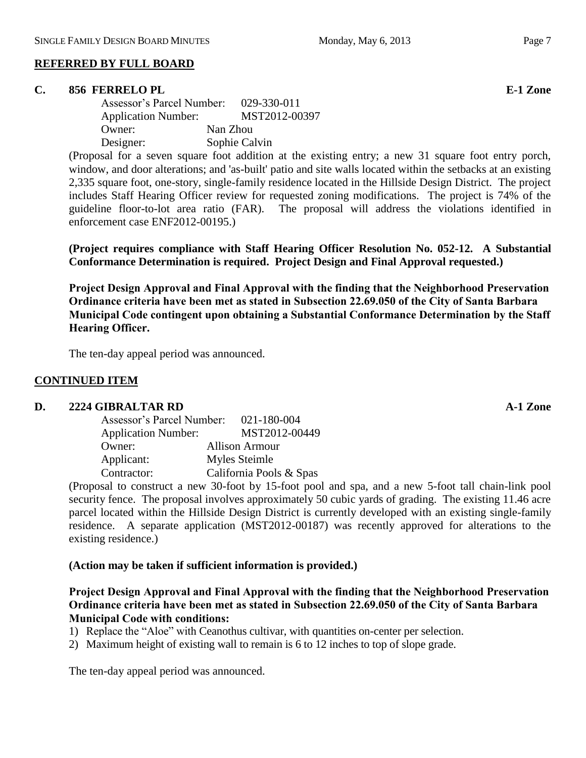**REFERRED BY FULL BOARD**

**C. 856 FERRELO PL E-1 Zone**

Assessor's Parcel Number: 029-330-011
Application Number: MST2012-00397
Owner: Nan Zhou
Designer: Sophie Calvin

(Proposal for a seven square foot addition at the existing entry; a new 31 square foot entry porch, window, and door alterations; and 'as-built' patio and site walls located within the setbacks at an existing 2,335 square foot, one-story, single-family residence located in the Hillside Design District. The project includes Staff Hearing Officer review for requested zoning modifications. The project is 74% of the guideline floor-to-lot area ratio (FAR). The proposal will address the violations identified in enforcement case ENF2012-00195.)

**(Project requires compliance with Staff Hearing Officer Resolution No. 052-12. A Substantial Conformance Determination is required. Project Design and Final Approval requested.)**

**Project Design Approval and Final Approval with the finding that the Neighborhood Preservation Ordinance criteria have been met as stated in Subsection 22.69.050 of the City of Santa Barbara Municipal Code contingent upon obtaining a Substantial Conformance Determination by the Staff Hearing Officer.**

The ten-day appeal period was announced.

**CONTINUED ITEM**

**D. 2224 GIBRALTAR RD A-1 Zone**

Assessor's Parcel Number: 021-180-004
Application Number: MST2012-00449
Owner: Allison Armour
Applicant: Myles Steimle
Contractor: California Pools & Spas

(Proposal to construct a new 30-foot by 15-foot pool and spa, and a new 5-foot tall chain-link pool security fence. The proposal involves approximately 50 cubic yards of grading. The existing 11.46 acre parcel located within the Hillside Design District is currently developed with an existing single-family residence. A separate application (MST2012-00187) was recently approved for alterations to the existing residence.)

**(Action may be taken if sufficient information is provided.)**

**Project Design Approval and Final Approval with the finding that the Neighborhood Preservation Ordinance criteria have been met as stated in Subsection 22.69.050 of the City of Santa Barbara Municipal Code with conditions:**

1) Replace the "Aloe" with Ceanothus cultivar, with quantities on-center per selection.
2) Maximum height of existing wall to remain is 6 to 12 inches to top of slope grade.

The ten-day appeal period was announced.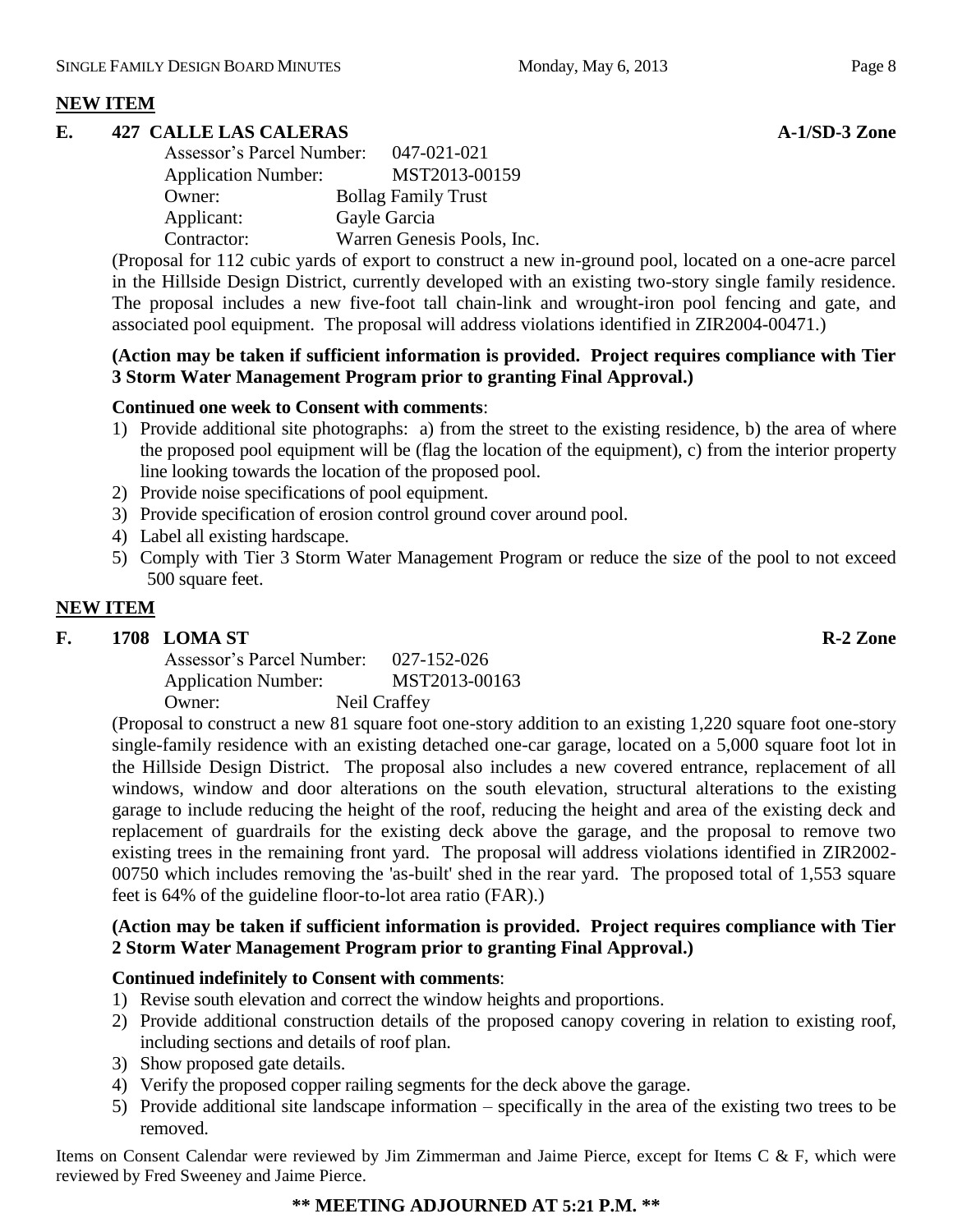## NEW ITEM

**E. 427 CALLE LAS CALERAS** **A-1/SD-3 Zone**

Assessor's Parcel Number: 047-021-021
Application Number: MST2013-00159
Owner: Bollag Family Trust
Applicant: Gayle Garcia
Contractor: Warren Genesis Pools, Inc.

(Proposal for 112 cubic yards of export to construct a new in-ground pool, located on a one-acre parcel in the Hillside Design District, currently developed with an existing two-story single family residence. The proposal includes a new five-foot tall chain-link and wrought-iron pool fencing and gate, and associated pool equipment. The proposal will address violations identified in ZIR2004-00471.)

**(Action may be taken if sufficient information is provided. Project requires compliance with Tier 3 Storm Water Management Program prior to granting Final Approval.)**

**Continued one week to Consent with comments**:

1) Provide additional site photographs: a) from the street to the existing residence, b) the area of where the proposed pool equipment will be (flag the location of the equipment), c) from the interior property line looking towards the location of the proposed pool.
2) Provide noise specifications of pool equipment.
3) Provide specification of erosion control ground cover around pool.
4) Label all existing hardscape.
5) Comply with Tier 3 Storm Water Management Program or reduce the size of the pool to not exceed 500 square feet.

## NEW ITEM

**F. 1708 LOMA ST** **R-2 Zone**

Assessor's Parcel Number: 027-152-026
Application Number: MST2013-00163
Owner: Neil Craffey

(Proposal to construct a new 81 square foot one-story addition to an existing 1,220 square foot one-story single-family residence with an existing detached one-car garage, located on a 5,000 square foot lot in the Hillside Design District. The proposal also includes a new covered entrance, replacement of all windows, window and door alterations on the south elevation, structural alterations to the existing garage to include reducing the height of the roof, reducing the height and area of the existing deck and replacement of guardrails for the existing deck above the garage, and the proposal to remove two existing trees in the remaining front yard. The proposal will address violations identified in ZIR2002-00750 which includes removing the 'as-built' shed in the rear yard. The proposed total of 1,553 square feet is 64% of the guideline floor-to-lot area ratio (FAR).)

**(Action may be taken if sufficient information is provided. Project requires compliance with Tier 2 Storm Water Management Program prior to granting Final Approval.)**

**Continued indefinitely to Consent with comments**:

1) Revise south elevation and correct the window heights and proportions.
2) Provide additional construction details of the proposed canopy covering in relation to existing roof, including sections and details of roof plan.
3) Show proposed gate details.
4) Verify the proposed copper railing segments for the deck above the garage.
5) Provide additional site landscape information – specifically in the area of the existing two trees to be removed.

Items on Consent Calendar were reviewed by Jim Zimmerman and Jaime Pierce, except for Items C & F, which were reviewed by Fred Sweeney and Jaime Pierce.

**\*\* MEETING ADJOURNED AT 5:21 P.M. \*\***